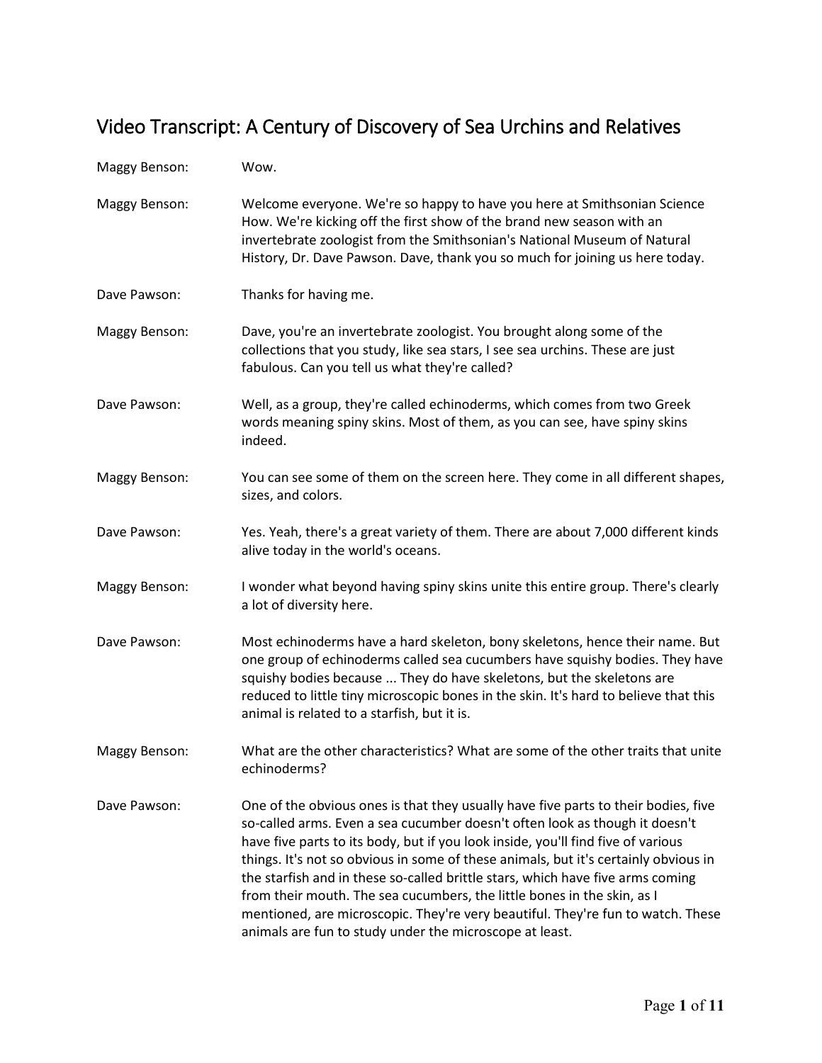# Video Transcript: A Century of Discovery of Sea Urchins and Relatives

Maggy Benson: Wow.

Maggy Benson: Welcome everyone. We're so happy to have you here at Smithsonian Science How. We're kicking off the first show of the brand new season with an invertebrate zoologist from the Smithsonian's National Museum of Natural History, Dr. Dave Pawson. Dave, thank you so much for joining us here today.

Dave Pawson: Thanks for having me.

Maggy Benson: Dave, you're an invertebrate zoologist. You brought along some of the collections that you study, like sea stars, I see sea urchins. These are just fabulous. Can you tell us what they're called?

Dave Pawson: Well, as a group, they're called echinoderms, which comes from two Greek words meaning spiny skins. Most of them, as you can see, have spiny skins indeed.

Maggy Benson: You can see some of them on the screen here. They come in all different shapes, sizes, and colors.

Dave Pawson: Yes. Yeah, there's a great variety of them. There are about 7,000 different kinds alive today in the world's oceans.

Maggy Benson: I wonder what beyond having spiny skins unite this entire group. There's clearly a lot of diversity here.

Dave Pawson: Most echinoderms have a hard skeleton, bony skeletons, hence their name. But one group of echinoderms called sea cucumbers have squishy bodies. They have squishy bodies because ... They do have skeletons, but the skeletons are reduced to little tiny microscopic bones in the skin. It's hard to believe that this animal is related to a starfish, but it is.

Maggy Benson: What are the other characteristics? What are some of the other traits that unite echinoderms?

Dave Pawson: One of the obvious ones is that they usually have five parts to their bodies, five so-called arms. Even a sea cucumber doesn't often look as though it doesn't have five parts to its body, but if you look inside, you'll find five of various things. It's not so obvious in some of these animals, but it's certainly obvious in the starfish and in these so-called brittle stars, which have five arms coming from their mouth. The sea cucumbers, the little bones in the skin, as I mentioned, are microscopic. They're very beautiful. They're fun to watch. These animals are fun to study under the microscope at least.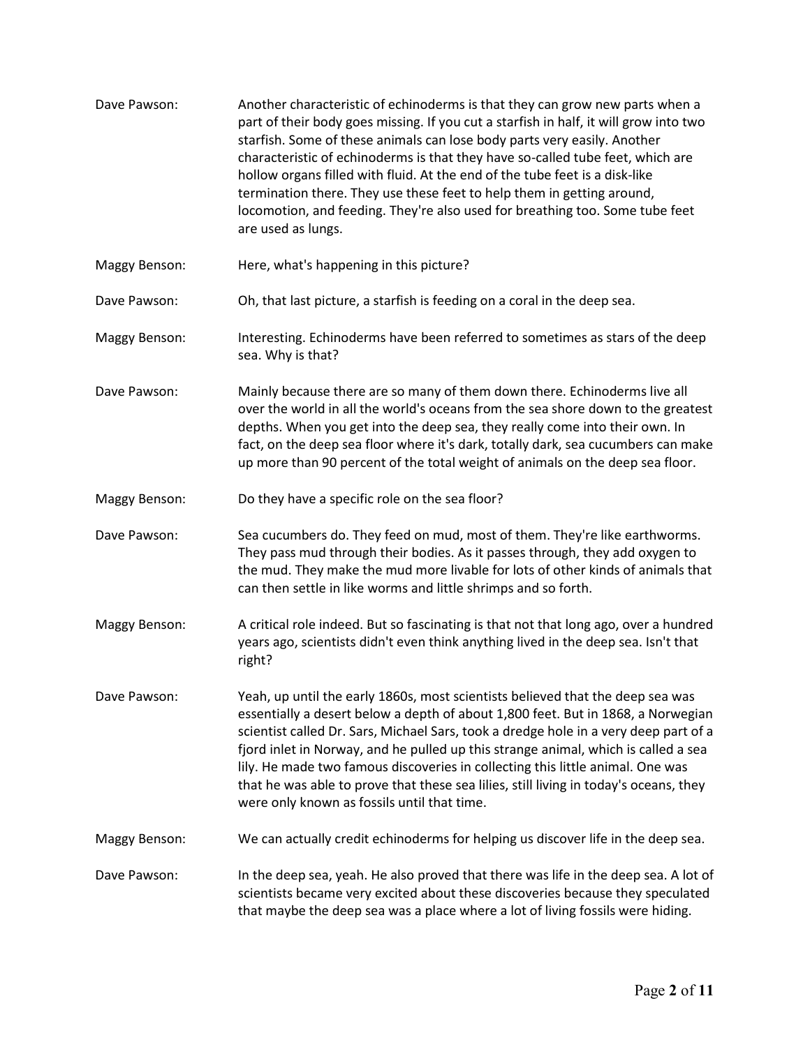Dave Pawson: Another characteristic of echinoderms is that they can grow new parts when a part of their body goes missing. If you cut a starfish in half, it will grow into two starfish. Some of these animals can lose body parts very easily. Another characteristic of echinoderms is that they have so-called tube feet, which are hollow organs filled with fluid. At the end of the tube feet is a disk-like termination there. They use these feet to help them in getting around, locomotion, and feeding. They're also used for breathing too. Some tube feet are used as lungs.

Maggy Benson: Here, what's happening in this picture?

Dave Pawson: Oh, that last picture, a starfish is feeding on a coral in the deep sea.

Maggy Benson: Interesting. Echinoderms have been referred to sometimes as stars of the deep sea. Why is that?

Dave Pawson: Mainly because there are so many of them down there. Echinoderms live all over the world in all the world's oceans from the sea shore down to the greatest depths. When you get into the deep sea, they really come into their own. In fact, on the deep sea floor where it's dark, totally dark, sea cucumbers can make up more than 90 percent of the total weight of animals on the deep sea floor.

Maggy Benson: Do they have a specific role on the sea floor?

Dave Pawson: Sea cucumbers do. They feed on mud, most of them. They're like earthworms. They pass mud through their bodies. As it passes through, they add oxygen to the mud. They make the mud more livable for lots of other kinds of animals that can then settle in like worms and little shrimps and so forth.

Maggy Benson: A critical role indeed. But so fascinating is that not that long ago, over a hundred years ago, scientists didn't even think anything lived in the deep sea. Isn't that right?

Dave Pawson: Yeah, up until the early 1860s, most scientists believed that the deep sea was essentially a desert below a depth of about 1,800 feet. But in 1868, a Norwegian scientist called Dr. Sars, Michael Sars, took a dredge hole in a very deep part of a fjord inlet in Norway, and he pulled up this strange animal, which is called a sea lily. He made two famous discoveries in collecting this little animal. One was that he was able to prove that these sea lilies, still living in today's oceans, they were only known as fossils until that time.

Maggy Benson: We can actually credit echinoderms for helping us discover life in the deep sea.

Dave Pawson: In the deep sea, yeah. He also proved that there was life in the deep sea. A lot of scientists became very excited about these discoveries because they speculated that maybe the deep sea was a place where a lot of living fossils were hiding.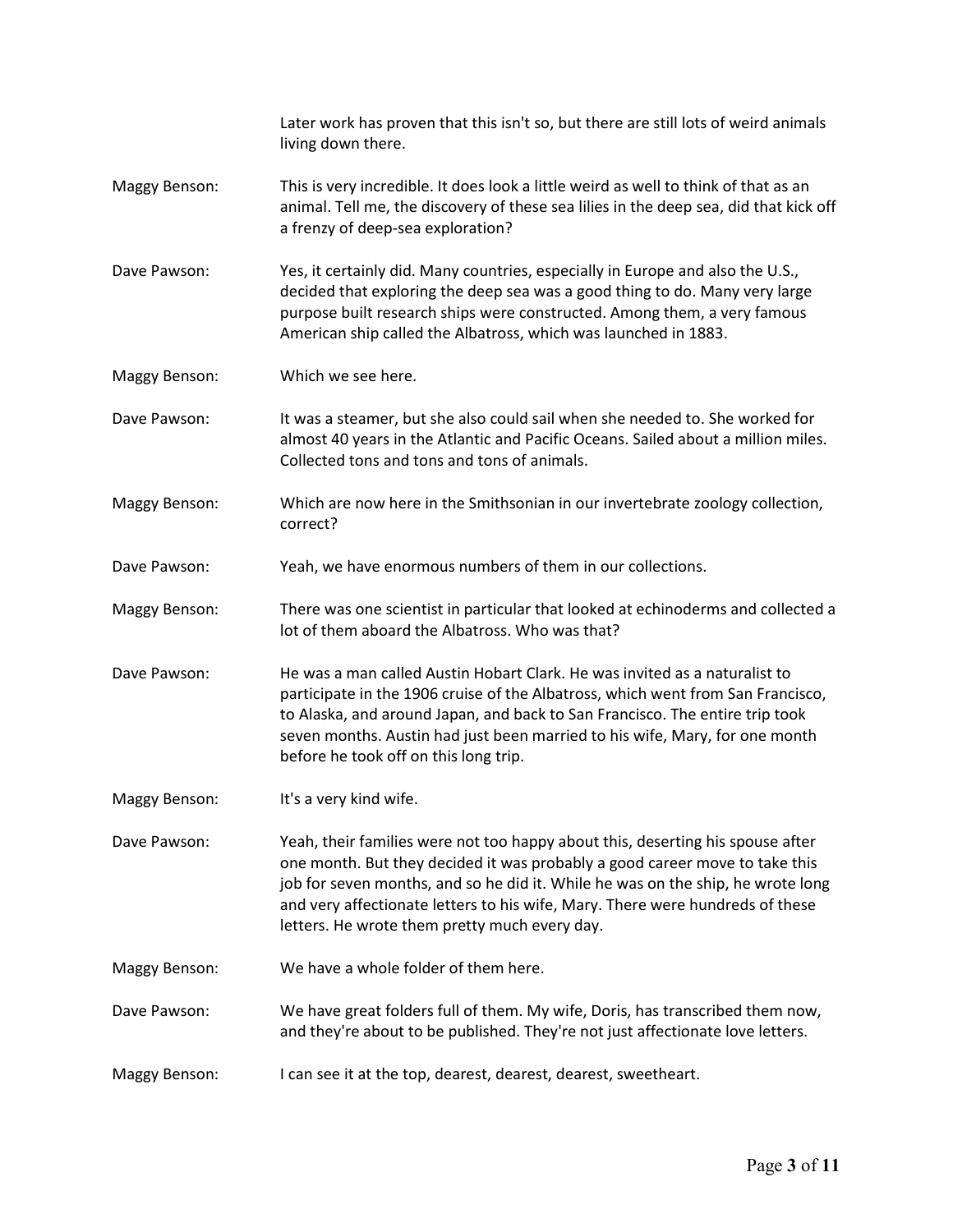Later work has proven that this isn't so, but there are still lots of weird animals living down there.

**Maggy Benson:** This is very incredible. It does look a little weird as well to think of that as an animal. Tell me, the discovery of these sea lilies in the deep sea, did that kick off a frenzy of deep-sea exploration?

**Dave Pawson:** Yes, it certainly did. Many countries, especially in Europe and also the U.S., decided that exploring the deep sea was a good thing to do. Many very large purpose built research ships were constructed. Among them, a very famous American ship called the Albatross, which was launched in 1883.

**Maggy Benson:** Which we see here.

**Dave Pawson:** It was a steamer, but she also could sail when she needed to. She worked for almost 40 years in the Atlantic and Pacific Oceans. Sailed about a million miles. Collected tons and tons and tons of animals.

**Maggy Benson:** Which are now here in the Smithsonian in our invertebrate zoology collection, correct?

**Dave Pawson:** Yeah, we have enormous numbers of them in our collections.

**Maggy Benson:** There was one scientist in particular that looked at echinoderms and collected a lot of them aboard the Albatross. Who was that?

**Dave Pawson:** He was a man called Austin Hobart Clark. He was invited as a naturalist to participate in the 1906 cruise of the Albatross, which went from San Francisco, to Alaska, and around Japan, and back to San Francisco. The entire trip took seven months. Austin had just been married to his wife, Mary, for one month before he took off on this long trip.

**Maggy Benson:** It's a very kind wife.

**Dave Pawson:** Yeah, their families were not too happy about this, deserting his spouse after one month. But they decided it was probably a good career move to take this job for seven months, and so he did it. While he was on the ship, he wrote long and very affectionate letters to his wife, Mary. There were hundreds of these letters. He wrote them pretty much every day.

**Maggy Benson:** We have a whole folder of them here.

**Dave Pawson:** We have great folders full of them. My wife, Doris, has transcribed them now, and they're about to be published. They're not just affectionate love letters.

**Maggy Benson:** I can see it at the top, dearest, dearest, dearest, sweetheart.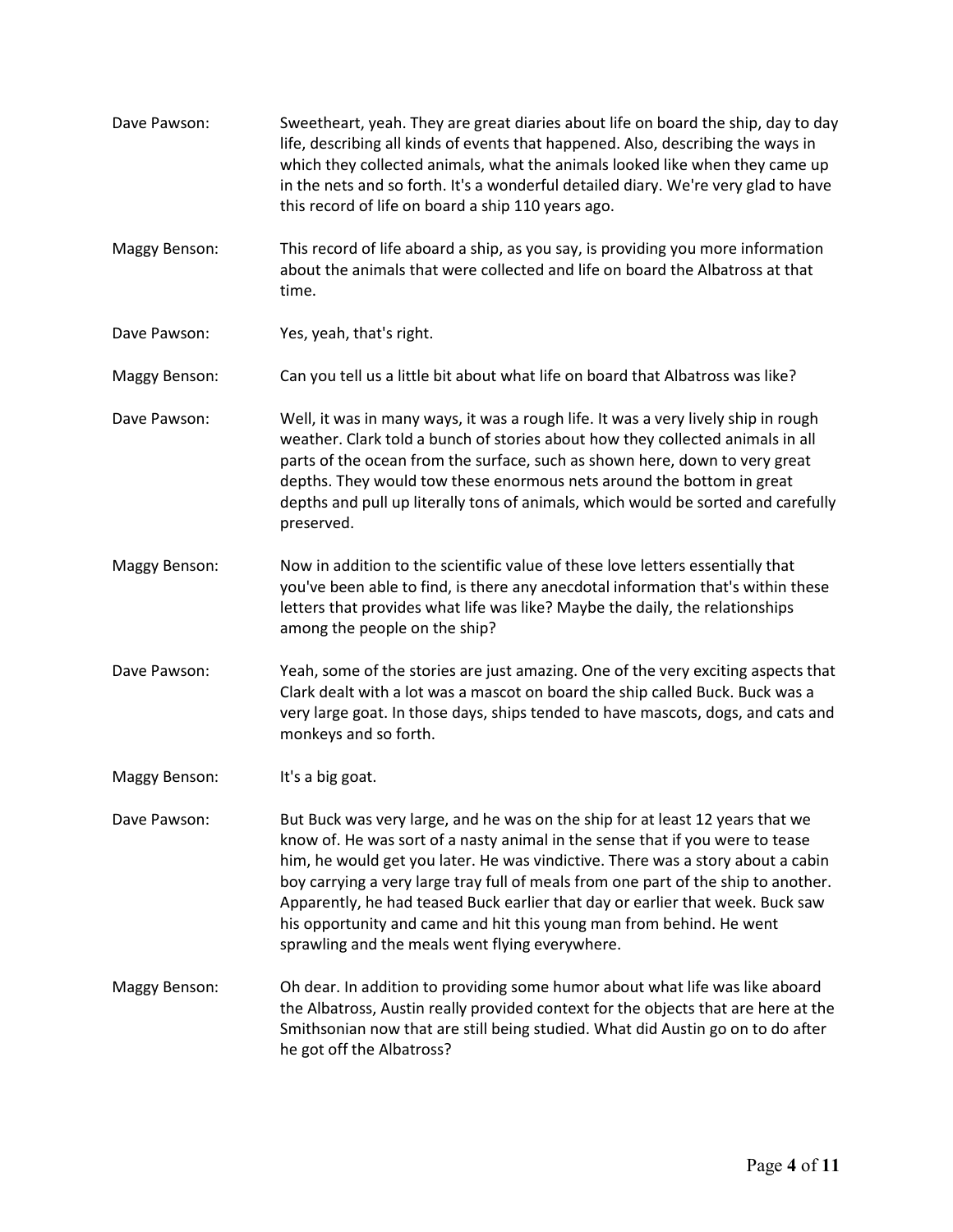Dave Pawson: Sweetheart, yeah. They are great diaries about life on board the ship, day to day life, describing all kinds of events that happened. Also, describing the ways in which they collected animals, what the animals looked like when they came up in the nets and so forth. It's a wonderful detailed diary. We're very glad to have this record of life on board a ship 110 years ago.

Maggy Benson: This record of life aboard a ship, as you say, is providing you more information about the animals that were collected and life on board the Albatross at that time.

Dave Pawson: Yes, yeah, that's right.

Maggy Benson: Can you tell us a little bit about what life on board that Albatross was like?

Dave Pawson: Well, it was in many ways, it was a rough life. It was a very lively ship in rough weather. Clark told a bunch of stories about how they collected animals in all parts of the ocean from the surface, such as shown here, down to very great depths. They would tow these enormous nets around the bottom in great depths and pull up literally tons of animals, which would be sorted and carefully preserved.

Maggy Benson: Now in addition to the scientific value of these love letters essentially that you've been able to find, is there any anecdotal information that's within these letters that provides what life was like? Maybe the daily, the relationships among the people on the ship?

Dave Pawson: Yeah, some of the stories are just amazing. One of the very exciting aspects that Clark dealt with a lot was a mascot on board the ship called Buck. Buck was a very large goat. In those days, ships tended to have mascots, dogs, and cats and monkeys and so forth.

Maggy Benson: It's a big goat.

Dave Pawson: But Buck was very large, and he was on the ship for at least 12 years that we know of. He was sort of a nasty animal in the sense that if you were to tease him, he would get you later. He was vindictive. There was a story about a cabin boy carrying a very large tray full of meals from one part of the ship to another. Apparently, he had teased Buck earlier that day or earlier that week. Buck saw his opportunity and came and hit this young man from behind. He went sprawling and the meals went flying everywhere.

Maggy Benson: Oh dear. In addition to providing some humor about what life was like aboard the Albatross, Austin really provided context for the objects that are here at the Smithsonian now that are still being studied. What did Austin go on to do after he got off the Albatross?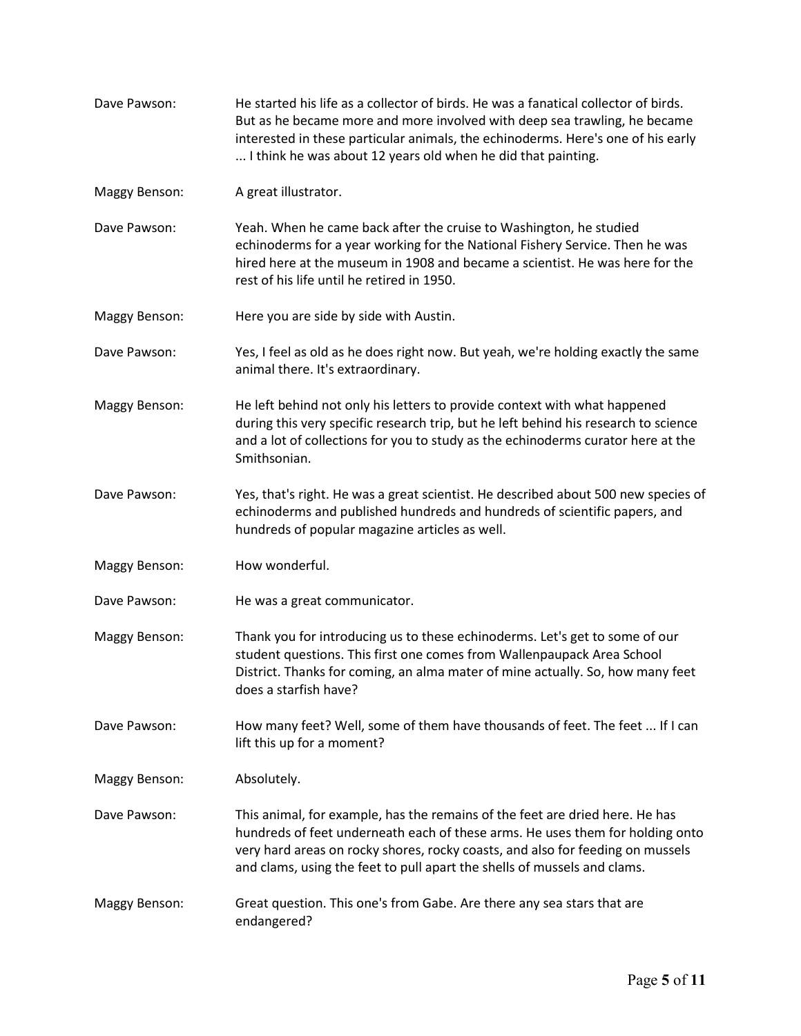Dave Pawson: He started his life as a collector of birds. He was a fanatical collector of birds. But as he became more and more involved with deep sea trawling, he became interested in these particular animals, the echinoderms. Here's one of his early ... I think he was about 12 years old when he did that painting.

Maggy Benson: A great illustrator.

Dave Pawson: Yeah. When he came back after the cruise to Washington, he studied echinoderms for a year working for the National Fishery Service. Then he was hired here at the museum in 1908 and became a scientist. He was here for the rest of his life until he retired in 1950.

Maggy Benson: Here you are side by side with Austin.

Dave Pawson: Yes, I feel as old as he does right now. But yeah, we're holding exactly the same animal there. It's extraordinary.

Maggy Benson: He left behind not only his letters to provide context with what happened during this very specific research trip, but he left behind his research to science and a lot of collections for you to study as the echinoderms curator here at the Smithsonian.

Dave Pawson: Yes, that's right. He was a great scientist. He described about 500 new species of echinoderms and published hundreds and hundreds of scientific papers, and hundreds of popular magazine articles as well.

Maggy Benson: How wonderful.

Dave Pawson: He was a great communicator.

Maggy Benson: Thank you for introducing us to these echinoderms. Let's get to some of our student questions. This first one comes from Wallenpaupack Area School District. Thanks for coming, an alma mater of mine actually. So, how many feet does a starfish have?

Dave Pawson: How many feet? Well, some of them have thousands of feet. The feet ... If I can lift this up for a moment?

Maggy Benson: Absolutely.

Dave Pawson: This animal, for example, has the remains of the feet are dried here. He has hundreds of feet underneath each of these arms. He uses them for holding onto very hard areas on rocky shores, rocky coasts, and also for feeding on mussels and clams, using the feet to pull apart the shells of mussels and clams.

Maggy Benson: Great question. This one's from Gabe. Are there any sea stars that are endangered?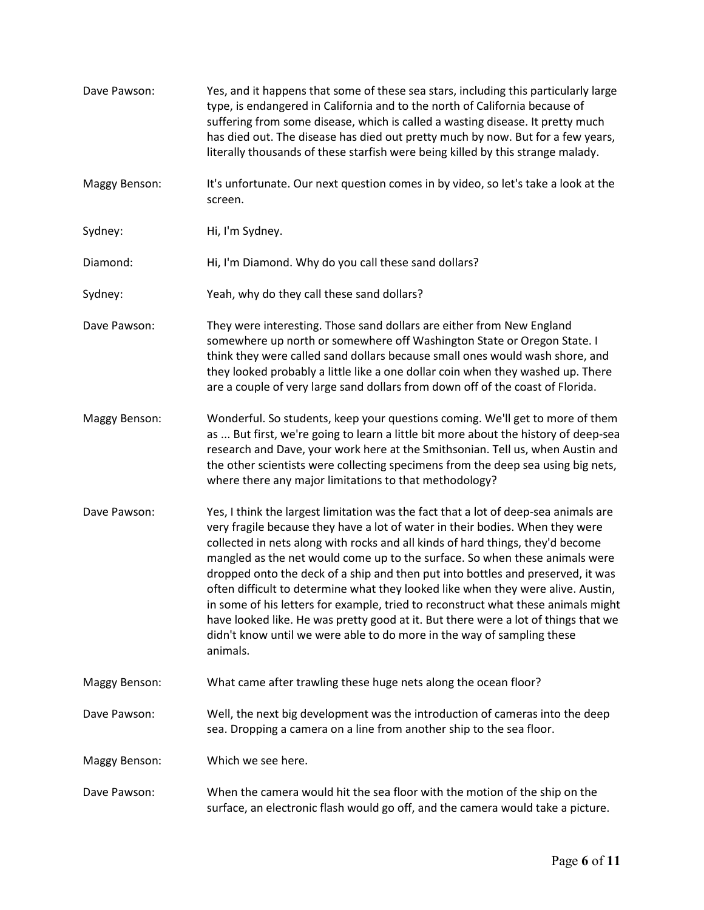Dave Pawson: Yes, and it happens that some of these sea stars, including this particularly large type, is endangered in California and to the north of California because of suffering from some disease, which is called a wasting disease. It pretty much has died out. The disease has died out pretty much by now. But for a few years, literally thousands of these starfish were being killed by this strange malady.

Maggy Benson: It's unfortunate. Our next question comes in by video, so let's take a look at the screen.

Sydney: Hi, I'm Sydney.

Diamond: Hi, I'm Diamond. Why do you call these sand dollars?

Sydney: Yeah, why do they call these sand dollars?

Dave Pawson: They were interesting. Those sand dollars are either from New England somewhere up north or somewhere off Washington State or Oregon State. I think they were called sand dollars because small ones would wash shore, and they looked probably a little like a one dollar coin when they washed up. There are a couple of very large sand dollars from down off of the coast of Florida.

Maggy Benson: Wonderful. So students, keep your questions coming. We'll get to more of them as ... But first, we're going to learn a little bit more about the history of deep-sea research and Dave, your work here at the Smithsonian. Tell us, when Austin and the other scientists were collecting specimens from the deep sea using big nets, where there any major limitations to that methodology?

Dave Pawson: Yes, I think the largest limitation was the fact that a lot of deep-sea animals are very fragile because they have a lot of water in their bodies. When they were collected in nets along with rocks and all kinds of hard things, they'd become mangled as the net would come up to the surface. So when these animals were dropped onto the deck of a ship and then put into bottles and preserved, it was often difficult to determine what they looked like when they were alive. Austin, in some of his letters for example, tried to reconstruct what these animals might have looked like. He was pretty good at it. But there were a lot of things that we didn't know until we were able to do more in the way of sampling these animals.

Maggy Benson: What came after trawling these huge nets along the ocean floor?

Dave Pawson: Well, the next big development was the introduction of cameras into the deep sea. Dropping a camera on a line from another ship to the sea floor.

Maggy Benson: Which we see here.

Dave Pawson: When the camera would hit the sea floor with the motion of the ship on the surface, an electronic flash would go off, and the camera would take a picture.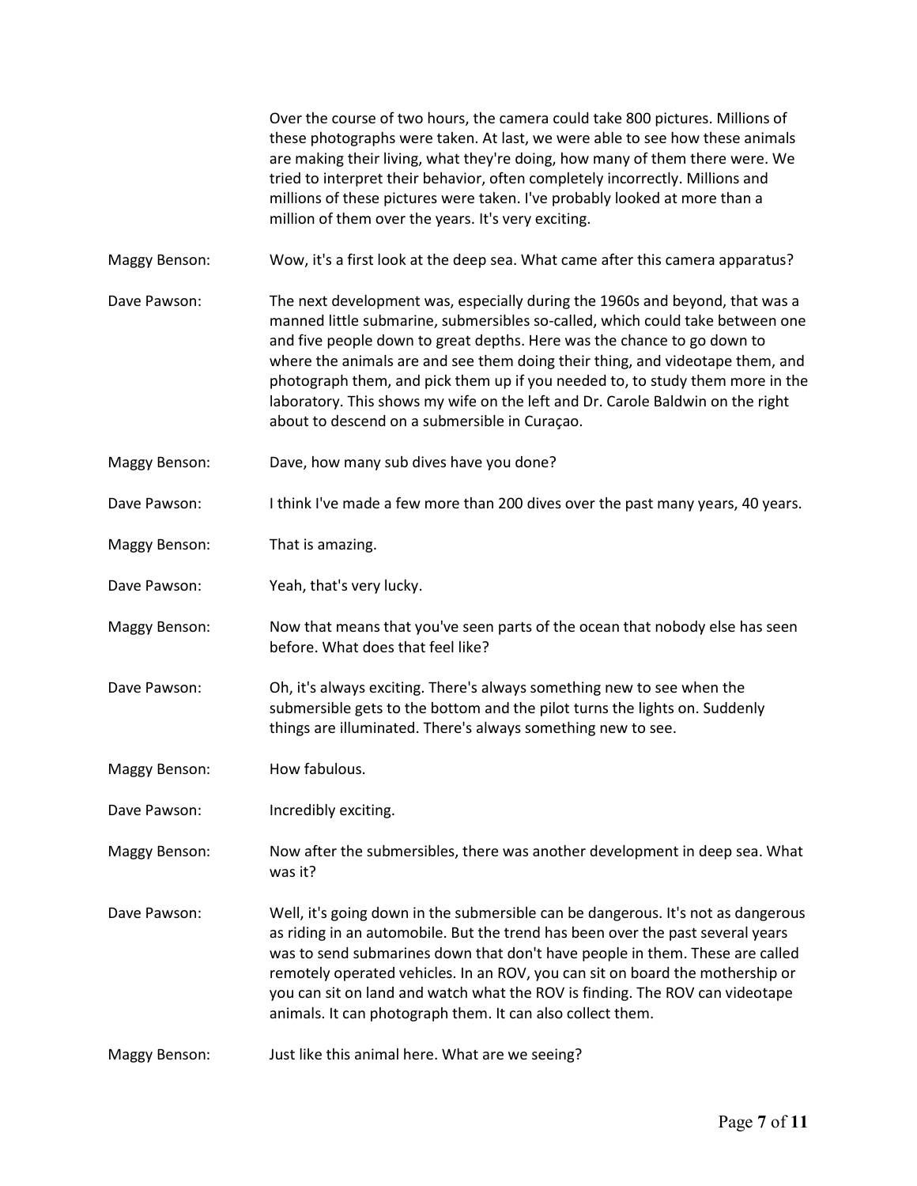Over the course of two hours, the camera could take 800 pictures. Millions of these photographs were taken. At last, we were able to see how these animals are making their living, what they're doing, how many of them there were. We tried to interpret their behavior, often completely incorrectly. Millions and millions of these pictures were taken. I've probably looked at more than a million of them over the years. It's very exciting.

**Maggy Benson:** Wow, it's a first look at the deep sea. What came after this camera apparatus?

**Dave Pawson:** The next development was, especially during the 1960s and beyond, that was a manned little submarine, submersibles so-called, which could take between one and five people down to great depths. Here was the chance to go down to where the animals are and see them doing their thing, and videotape them, and photograph them, and pick them up if you needed to, to study them more in the laboratory. This shows my wife on the left and Dr. Carole Baldwin on the right about to descend on a submersible in Curaçao.

**Maggy Benson:** Dave, how many sub dives have you done?

**Dave Pawson:** I think I've made a few more than 200 dives over the past many years, 40 years.

**Maggy Benson:** That is amazing.

**Dave Pawson:** Yeah, that's very lucky.

**Maggy Benson:** Now that means that you've seen parts of the ocean that nobody else has seen before. What does that feel like?

**Dave Pawson:** Oh, it's always exciting. There's always something new to see when the submersible gets to the bottom and the pilot turns the lights on. Suddenly things are illuminated. There's always something new to see.

**Maggy Benson:** How fabulous.

**Dave Pawson:** Incredibly exciting.

**Maggy Benson:** Now after the submersibles, there was another development in deep sea. What was it?

**Dave Pawson:** Well, it's going down in the submersible can be dangerous. It's not as dangerous as riding in an automobile. But the trend has been over the past several years was to send submarines down that don't have people in them. These are called remotely operated vehicles. In an ROV, you can sit on board the mothership or you can sit on land and watch what the ROV is finding. The ROV can videotape animals. It can photograph them. It can also collect them.

**Maggy Benson:** Just like this animal here. What are we seeing?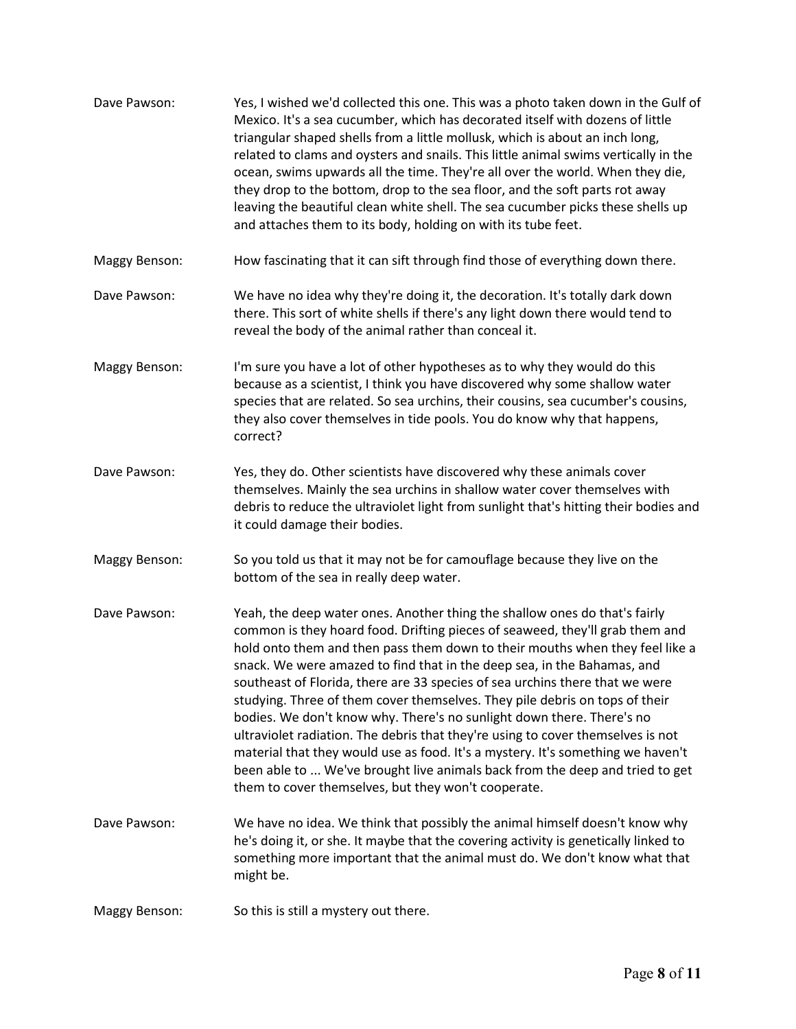Dave Pawson: Yes, I wished we'd collected this one. This was a photo taken down in the Gulf of Mexico. It's a sea cucumber, which has decorated itself with dozens of little triangular shaped shells from a little mollusk, which is about an inch long, related to clams and oysters and snails. This little animal swims vertically in the ocean, swims upwards all the time. They're all over the world. When they die, they drop to the bottom, drop to the sea floor, and the soft parts rot away leaving the beautiful clean white shell. The sea cucumber picks these shells up and attaches them to its body, holding on with its tube feet.

Maggy Benson: How fascinating that it can sift through find those of everything down there.

Dave Pawson: We have no idea why they're doing it, the decoration. It's totally dark down there. This sort of white shells if there's any light down there would tend to reveal the body of the animal rather than conceal it.

Maggy Benson: I'm sure you have a lot of other hypotheses as to why they would do this because as a scientist, I think you have discovered why some shallow water species that are related. So sea urchins, their cousins, sea cucumber's cousins, they also cover themselves in tide pools. You do know why that happens, correct?

Dave Pawson: Yes, they do. Other scientists have discovered why these animals cover themselves. Mainly the sea urchins in shallow water cover themselves with debris to reduce the ultraviolet light from sunlight that's hitting their bodies and it could damage their bodies.

Maggy Benson: So you told us that it may not be for camouflage because they live on the bottom of the sea in really deep water.

Dave Pawson: Yeah, the deep water ones. Another thing the shallow ones do that's fairly common is they hoard food. Drifting pieces of seaweed, they'll grab them and hold onto them and then pass them down to their mouths when they feel like a snack. We were amazed to find that in the deep sea, in the Bahamas, and southeast of Florida, there are 33 species of sea urchins there that we were studying. Three of them cover themselves. They pile debris on tops of their bodies. We don't know why. There's no sunlight down there. There's no ultraviolet radiation. The debris that they're using to cover themselves is not material that they would use as food. It's a mystery. It's something we haven't been able to ... We've brought live animals back from the deep and tried to get them to cover themselves, but they won't cooperate.

Dave Pawson: We have no idea. We think that possibly the animal himself doesn't know why he's doing it, or she. It maybe that the covering activity is genetically linked to something more important that the animal must do. We don't know what that might be.

Maggy Benson: So this is still a mystery out there.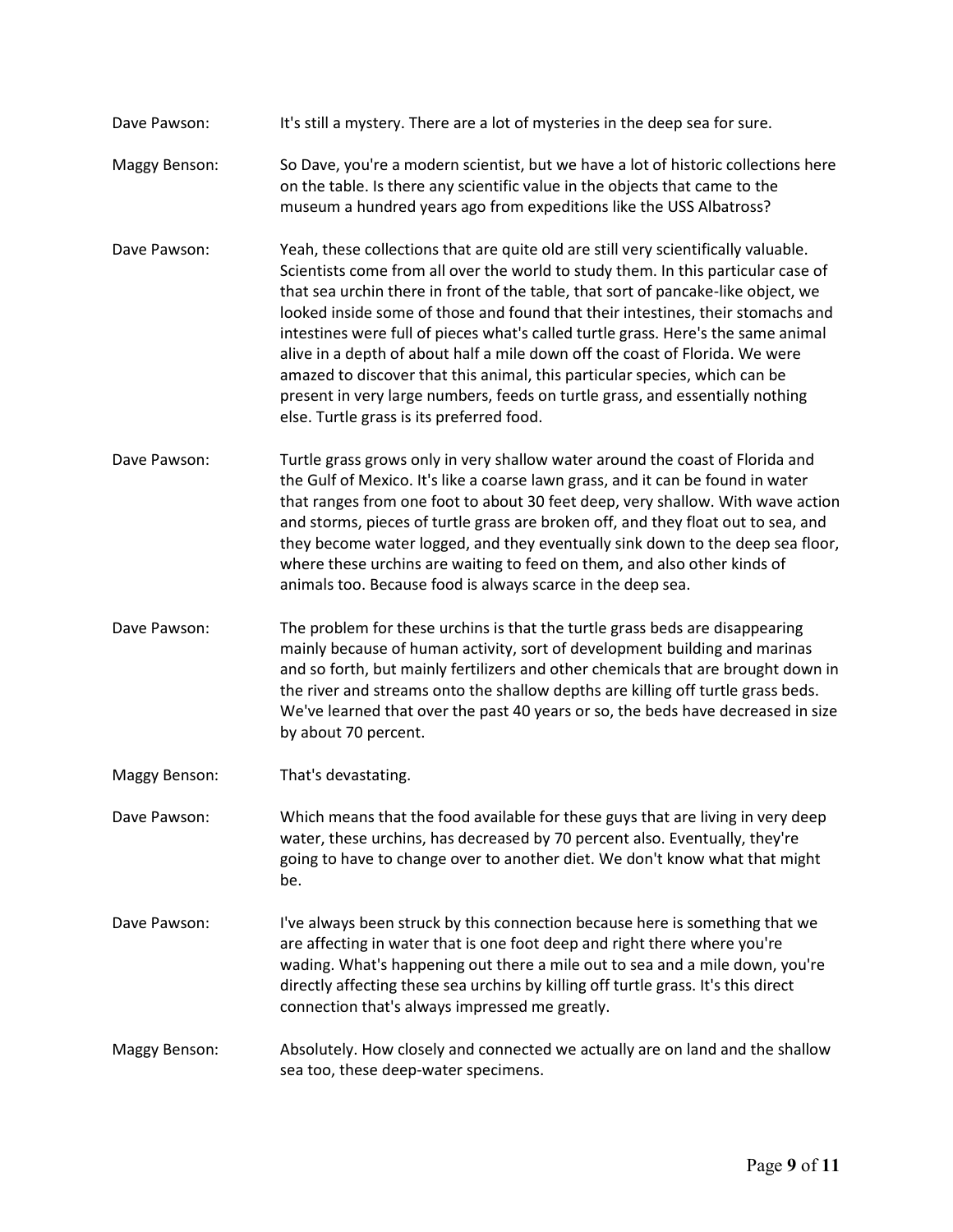Dave Pawson: It's still a mystery. There are a lot of mysteries in the deep sea for sure.

Maggy Benson: So Dave, you're a modern scientist, but we have a lot of historic collections here on the table. Is there any scientific value in the objects that came to the museum a hundred years ago from expeditions like the USS Albatross?

Dave Pawson: Yeah, these collections that are quite old are still very scientifically valuable. Scientists come from all over the world to study them. In this particular case of that sea urchin there in front of the table, that sort of pancake-like object, we looked inside some of those and found that their intestines, their stomachs and intestines were full of pieces what's called turtle grass. Here's the same animal alive in a depth of about half a mile down off the coast of Florida. We were amazed to discover that this animal, this particular species, which can be present in very large numbers, feeds on turtle grass, and essentially nothing else. Turtle grass is its preferred food.

Dave Pawson: Turtle grass grows only in very shallow water around the coast of Florida and the Gulf of Mexico. It's like a coarse lawn grass, and it can be found in water that ranges from one foot to about 30 feet deep, very shallow. With wave action and storms, pieces of turtle grass are broken off, and they float out to sea, and they become water logged, and they eventually sink down to the deep sea floor, where these urchins are waiting to feed on them, and also other kinds of animals too. Because food is always scarce in the deep sea.

Dave Pawson: The problem for these urchins is that the turtle grass beds are disappearing mainly because of human activity, sort of development building and marinas and so forth, but mainly fertilizers and other chemicals that are brought down in the river and streams onto the shallow depths are killing off turtle grass beds. We've learned that over the past 40 years or so, the beds have decreased in size by about 70 percent.

Maggy Benson: That's devastating.

Dave Pawson: Which means that the food available for these guys that are living in very deep water, these urchins, has decreased by 70 percent also. Eventually, they're going to have to change over to another diet. We don't know what that might be.

Dave Pawson: I've always been struck by this connection because here is something that we are affecting in water that is one foot deep and right there where you're wading. What's happening out there a mile out to sea and a mile down, you're directly affecting these sea urchins by killing off turtle grass. It's this direct connection that's always impressed me greatly.

Maggy Benson: Absolutely. How closely and connected we actually are on land and the shallow sea too, these deep-water specimens.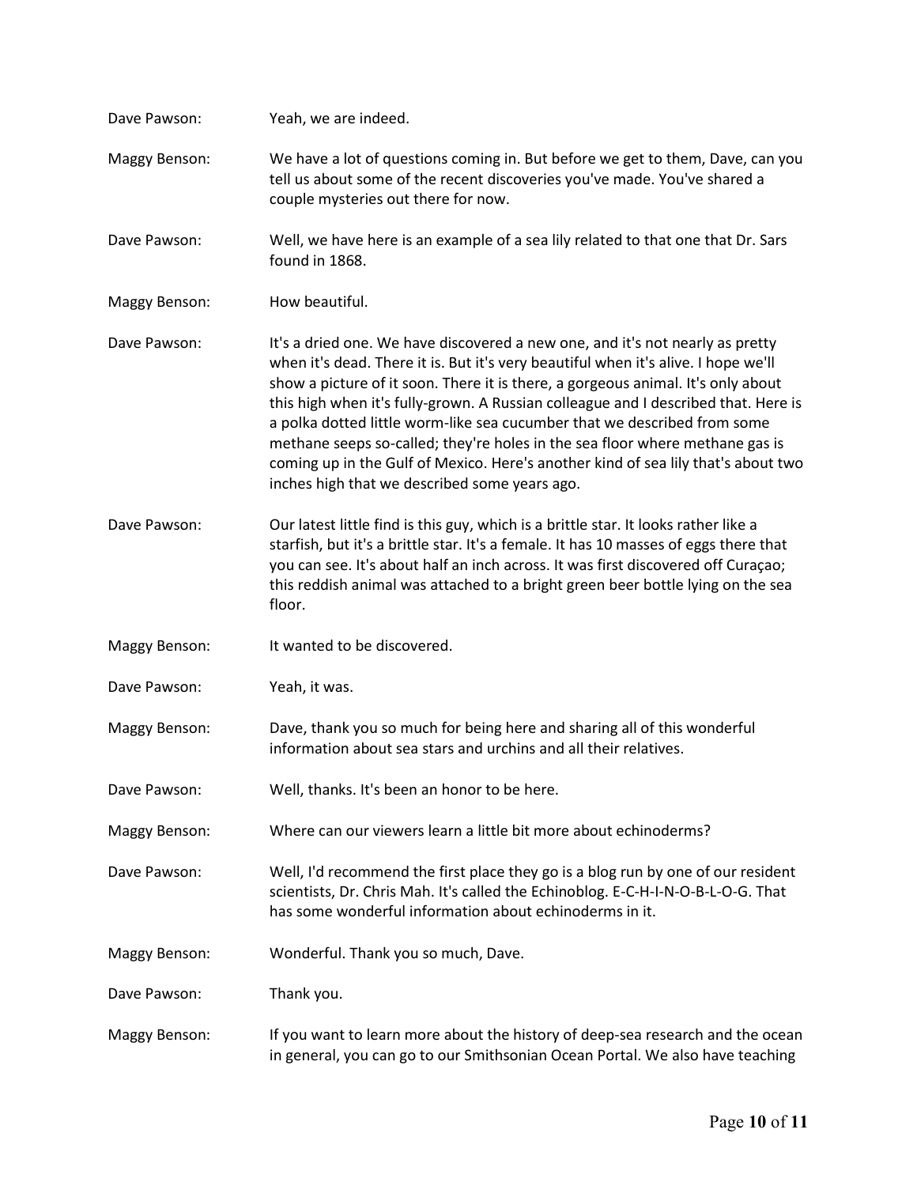Dave Pawson: Yeah, we are indeed.

Maggy Benson: We have a lot of questions coming in. But before we get to them, Dave, can you tell us about some of the recent discoveries you've made. You've shared a couple mysteries out there for now.

Dave Pawson: Well, we have here is an example of a sea lily related to that one that Dr. Sars found in 1868.

Maggy Benson: How beautiful.

Dave Pawson: It's a dried one. We have discovered a new one, and it's not nearly as pretty when it's dead. There it is. But it's very beautiful when it's alive. I hope we'll show a picture of it soon. There it is there, a gorgeous animal. It's only about this high when it's fully-grown. A Russian colleague and I described that. Here is a polka dotted little worm-like sea cucumber that we described from some methane seeps so-called; they're holes in the sea floor where methane gas is coming up in the Gulf of Mexico. Here's another kind of sea lily that's about two inches high that we described some years ago.

Dave Pawson: Our latest little find is this guy, which is a brittle star. It looks rather like a starfish, but it's a brittle star. It's a female. It has 10 masses of eggs there that you can see. It's about half an inch across. It was first discovered off Curaçao; this reddish animal was attached to a bright green beer bottle lying on the sea floor.

Maggy Benson: It wanted to be discovered.

Dave Pawson: Yeah, it was.

Maggy Benson: Dave, thank you so much for being here and sharing all of this wonderful information about sea stars and urchins and all their relatives.

Dave Pawson: Well, thanks. It's been an honor to be here.

Maggy Benson: Where can our viewers learn a little bit more about echinoderms?

Dave Pawson: Well, I'd recommend the first place they go is a blog run by one of our resident scientists, Dr. Chris Mah. It's called the Echinoblog. E-C-H-I-N-O-B-L-O-G. That has some wonderful information about echinoderms in it.

Maggy Benson: Wonderful. Thank you so much, Dave.

Dave Pawson: Thank you.

Maggy Benson: If you want to learn more about the history of deep-sea research and the ocean in general, you can go to our Smithsonian Ocean Portal. We also have teaching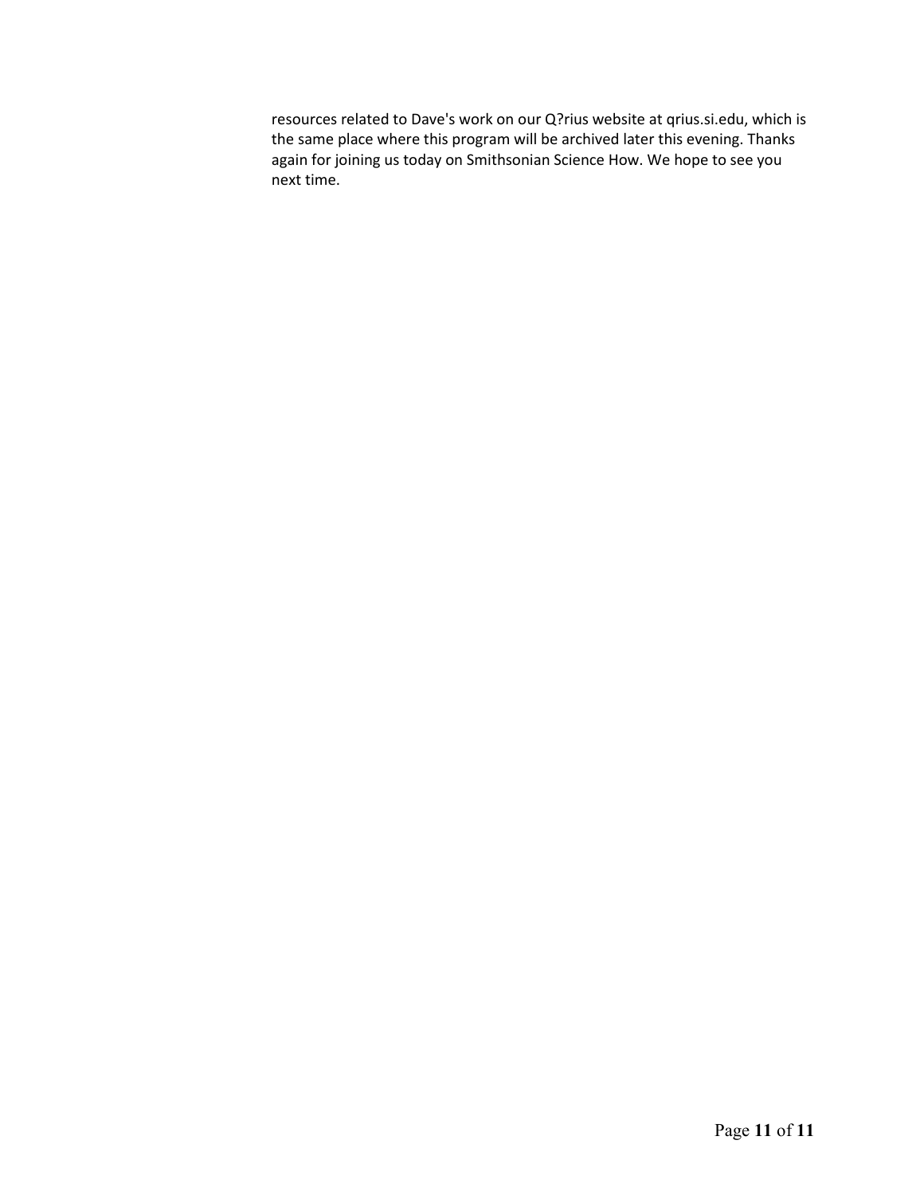resources related to Dave's work on our Q?rius website at qrius.si.edu, which is the same place where this program will be archived later this evening. Thanks again for joining us today on Smithsonian Science How. We hope to see you next time.